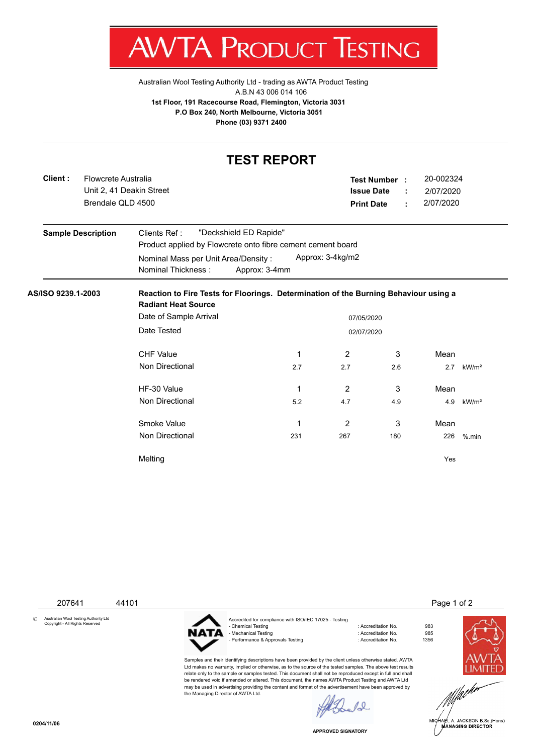# AWTA PRODUCT TESTING

Australian Wool Testing Authority Ltd - trading as AWTA Product Testing
A.B.N 43 006 014 106
**1st Floor, 191 Racecourse Road, Flemington, Victoria 3031**
**P.O Box 240, North Melbourne, Victoria 3051**
**Phone (03) 9371 2400**

## TEST REPORT

**Client :** Flowcrete Australia
Unit 2, 41 Deakin Street
Brendale QLD 4500

**Test Number :** 20-002324
**Issue Date :** 2/07/2020
**Print Date :** 2/07/2020

**Sample Description**

Clients Ref : "Deckshield ED Rapide"
Product applied by Flowcrete onto fibre cement cement board
Nominal Mass per Unit Area/Density : Approx: 3-4kg/m2
Nominal Thickness : Approx: 3-4mm

**AS/ISO 9239.1-2003** — **Reaction to Fire Tests for Floorings. Determination of the Burning Behaviour using a Radiant Heat Source**

Date of Sample Arrival: 07/05/2020
Date Tested: 02/07/2020

| | 1 | 2 | 3 | Mean | Unit |
|---|---|---|---|---|---|
| **CHF Value** – Non Directional | 2.7 | 2.7 | 2.6 | 2.7 | kW/m² |
| **HF-30 Value** – Non Directional | 5.2 | 4.7 | 4.9 | 4.9 | kW/m² |
| **Smoke Value** – Non Directional | 231 | 267 | 180 | 226 | %.min |
| **Melting** | | | | Yes | |

207641 44101

© Australian Wool Testing Authority Ltd Copyright - All Rights Reserved

Accredited for compliance with ISO/IEC 17025 - Testing

| | | |
|---|---|---|
| - Chemical Testing | : Accreditation No. | 983 |
| - Mechanical Testing | : Accreditation No. | 985 |
| - Performance & Approvals Testing | : Accreditation No. | 1356 |

Samples and their identifying descriptions have been provided by the client unless otherwise stated. AWTA Ltd makes no warranty, implied or otherwise, as to the source of the tested samples. The above test results relate only to the sample or samples tested. This document shall not be reproduced except in full and shall be rendered void if amended or altered. This document, the names AWTA Product Testing and AWTA Ltd may be used in advertising providing the content and format of the advertisement have been approved by the Managing Director of AWTA Ltd.

APPROVED SIGNATORY

MICHAEL A. JACKSON B.Sc.(Hons)
MANAGING DIRECTOR

0204/11/06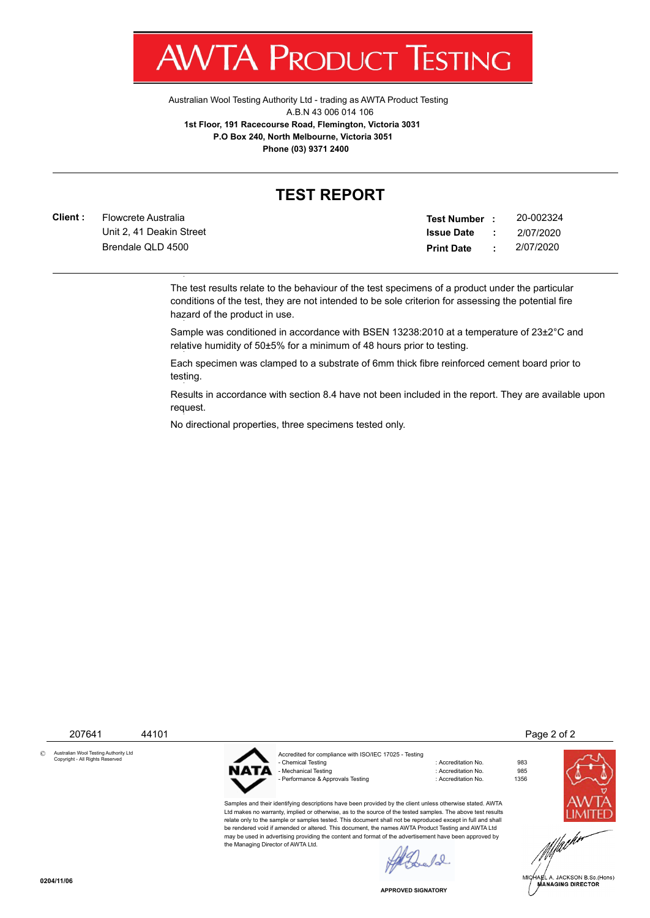# AWTA PRODUCT TESTING

Australian Wool Testing Authority Ltd - trading as AWTA Product Testing
A.B.N 43 006 014 106
**1st Floor, 191 Racecourse Road, Flemington, Victoria 3031**
**P.O Box 240, North Melbourne, Victoria 3051**
**Phone (03) 9371 2400**

## TEST REPORT

| | | | | |
|---|---|---|---|---|
| **Client :** | Flowcrete Australia | **Test Number** | **:** | 20-002324 |
| | Unit 2, 41 Deakin Street | **Issue Date** | **:** | 2/07/2020 |
| | Brendale QLD 4500 | **Print Date** | **:** | 2/07/2020 |

The test results relate to the behaviour of the test specimens of a product under the particular conditions of the test, they are not intended to be sole criterion for assessing the potential fire hazard of the product in use.

Sample was conditioned in accordance with BSEN 13238:2010 at a temperature of 23±2°C and relative humidity of 50±5% for a minimum of 48 hours prior to testing.

Each specimen was clamped to a substrate of 6mm thick fibre reinforced cement board prior to testing.

Results in accordance with section 8.4 have not been included in the report. They are available upon request.

No directional properties, three specimens tested only.

207641 44101

© Australian Wool Testing Authority Ltd
Copyright - All Rights Reserved

NATA

Accredited for compliance with ISO/IEC 17025 - Testing

| | | |
|---|---|---|
| - Chemical Testing | : Accreditation No. | 983 |
| - Mechanical Testing | : Accreditation No. | 985 |
| - Performance & Approvals Testing | : Accreditation No. | 1356 |

Samples and their identifying descriptions have been provided by the client unless otherwise stated. AWTA Ltd makes no warranty, implied or otherwise, as to the source of the tested samples. The above test results relate only to the sample or samples tested. This document shall not be reproduced except in full and shall be rendered void if amended or altered. This document, the names AWTA Product Testing and AWTA Ltd may be used in advertising providing the content and format of the advertisement have been approved by the Managing Director of AWTA Ltd.

AWTA LIMITED

APPROVED SIGNATORY

MICHAEL A. JACKSON B.Sc.(Hons)
MANAGING DIRECTOR

0204/11/06